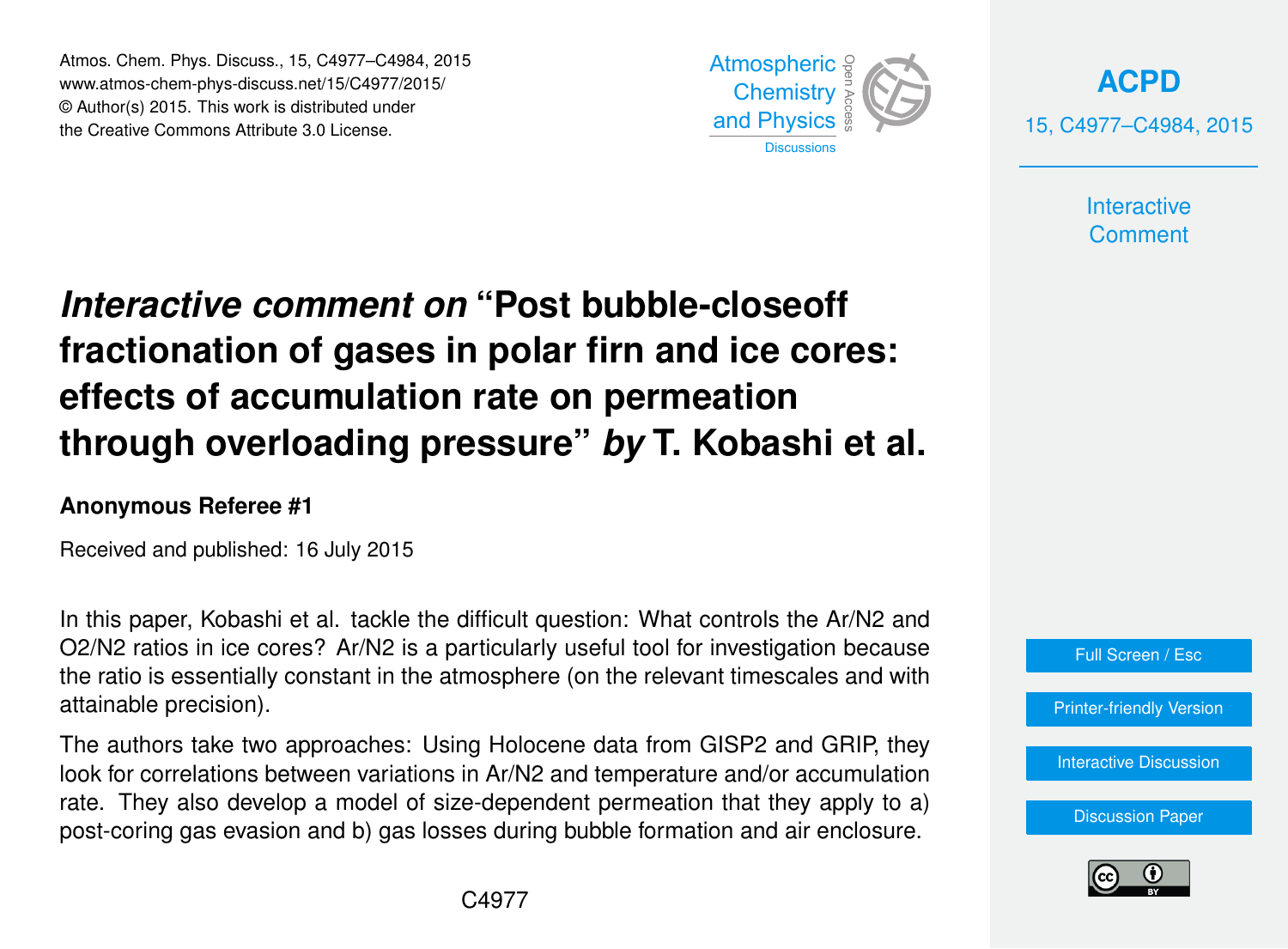# *Interactive comment on* "Post bubble-closeoff fractionation of gases in polar firn and ice cores: effects of accumulation rate on permeation through overloading pressure" *by* T. Kobashi et al.

**Anonymous Referee #1**

Received and published: 16 July 2015

In this paper, Kobashi et al. tackle the difficult question: What controls the $Ar/N_2$ and $O_2/N_2$ ratios in ice cores? $Ar/N_2$ is a particularly useful tool for investigation because the ratio is essentially constant in the atmosphere (on the relevant timescales and with attainable precision).

The authors take two approaches: Using Holocene data from GISP2 and GRIP, they look for correlations between variations in $Ar/N_2$ and temperature and/or accumulation rate. They also develop a model of size-dependent permeation that they apply to a) post-coring gas evasion and b) gas losses during bubble formation and air enclosure.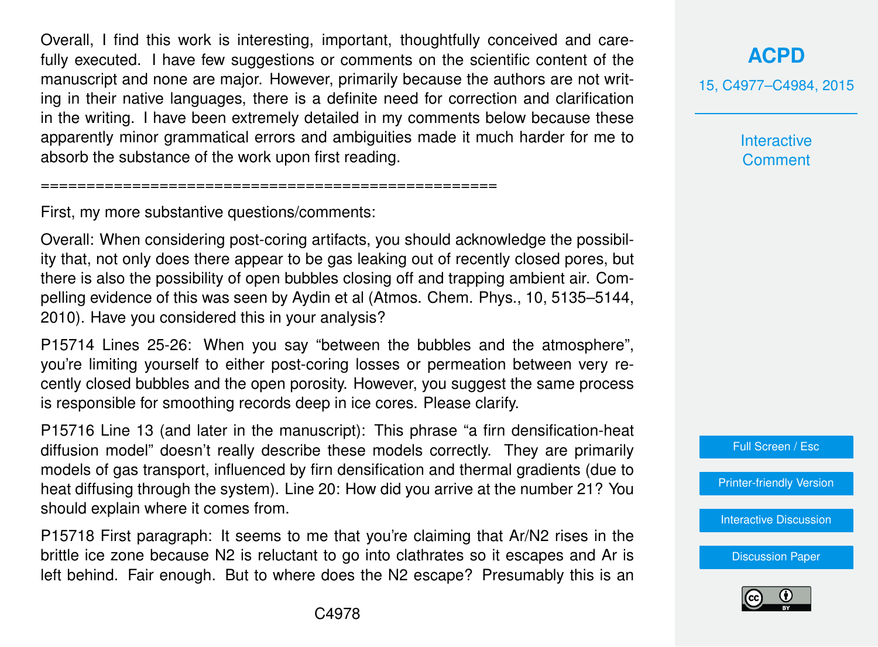Overall, I find this work is interesting, important, thoughtfully conceived and carefully executed. I have few suggestions or comments on the scientific content of the manuscript and none are major. However, primarily because the authors are not writing in their native languages, there is a definite need for correction and clarification in the writing. I have been extremely detailed in my comments below because these apparently minor grammatical errors and ambiguities made it much harder for me to absorb the substance of the work upon first reading.

==================================================

First, my more substantive questions/comments:

Overall: When considering post-coring artifacts, you should acknowledge the possibility that, not only does there appear to be gas leaking out of recently closed pores, but there is also the possibility of open bubbles closing off and trapping ambient air. Compelling evidence of this was seen by Aydin et al (Atmos. Chem. Phys., 10, 5135–5144, 2010). Have you considered this in your analysis?

P15714 Lines 25-26: When you say "between the bubbles and the atmosphere", you're limiting yourself to either post-coring losses or permeation between very recently closed bubbles and the open porosity. However, you suggest the same process is responsible for smoothing records deep in ice cores. Please clarify.

P15716 Line 13 (and later in the manuscript): This phrase "a firn densification-heat diffusion model" doesn't really describe these models correctly. They are primarily models of gas transport, influenced by firn densification and thermal gradients (due to heat diffusing through the system). Line 20: How did you arrive at the number 21? You should explain where it comes from.

P15718 First paragraph: It seems to me that you're claiming that Ar/N2 rises in the brittle ice zone because N2 is reluctant to go into clathrates so it escapes and Ar is left behind. Fair enough. But to where does the N2 escape? Presumably this is an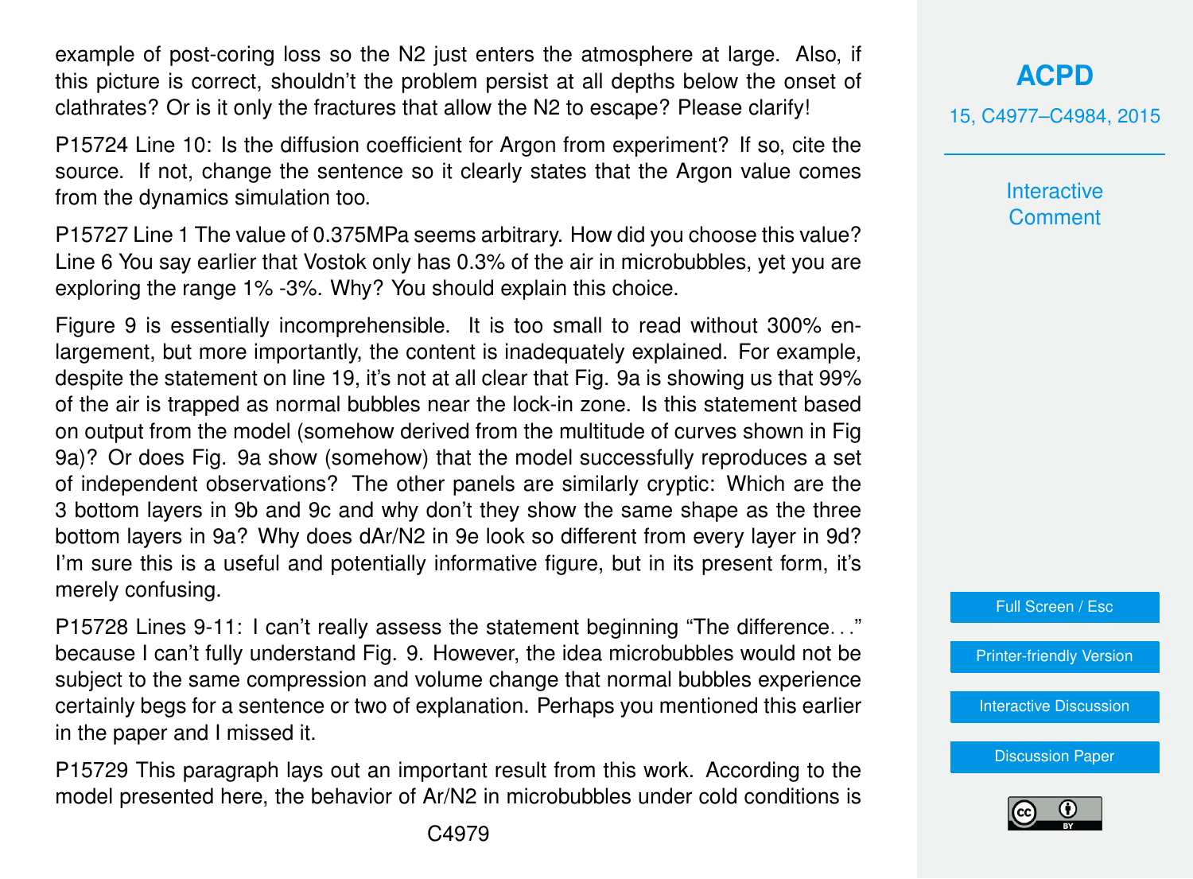example of post-coring loss so the N2 just enters the atmosphere at large. Also, if this picture is correct, shouldn't the problem persist at all depths below the onset of clathrates? Or is it only the fractures that allow the N2 to escape? Please clarify!

P15724 Line 10: Is the diffusion coefficient for Argon from experiment? If so, cite the source. If not, change the sentence so it clearly states that the Argon value comes from the dynamics simulation too.

P15727 Line 1 The value of 0.375MPa seems arbitrary. How did you choose this value? Line 6 You say earlier that Vostok only has 0.3% of the air in microbubbles, yet you are exploring the range 1% -3%. Why? You should explain this choice.

Figure 9 is essentially incomprehensible. It is too small to read without 300% enlargement, but more importantly, the content is inadequately explained. For example, despite the statement on line 19, it's not at all clear that Fig. 9a is showing us that 99% of the air is trapped as normal bubbles near the lock-in zone. Is this statement based on output from the model (somehow derived from the multitude of curves shown in Fig 9a)? Or does Fig. 9a show (somehow) that the model successfully reproduces a set of independent observations? The other panels are similarly cryptic: Which are the 3 bottom layers in 9b and 9c and why don't they show the same shape as the three bottom layers in 9a? Why does dAr/N2 in 9e look so different from every layer in 9d? I'm sure this is a useful and potentially informative figure, but in its present form, it's merely confusing.

P15728 Lines 9-11: I can't really assess the statement beginning "The difference…" because I can't fully understand Fig. 9. However, the idea microbubbles would not be subject to the same compression and volume change that normal bubbles experience certainly begs for a sentence or two of explanation. Perhaps you mentioned this earlier in the paper and I missed it.

P15729 This paragraph lays out an important result from this work. According to the model presented here, the behavior of Ar/N2 in microbubbles under cold conditions is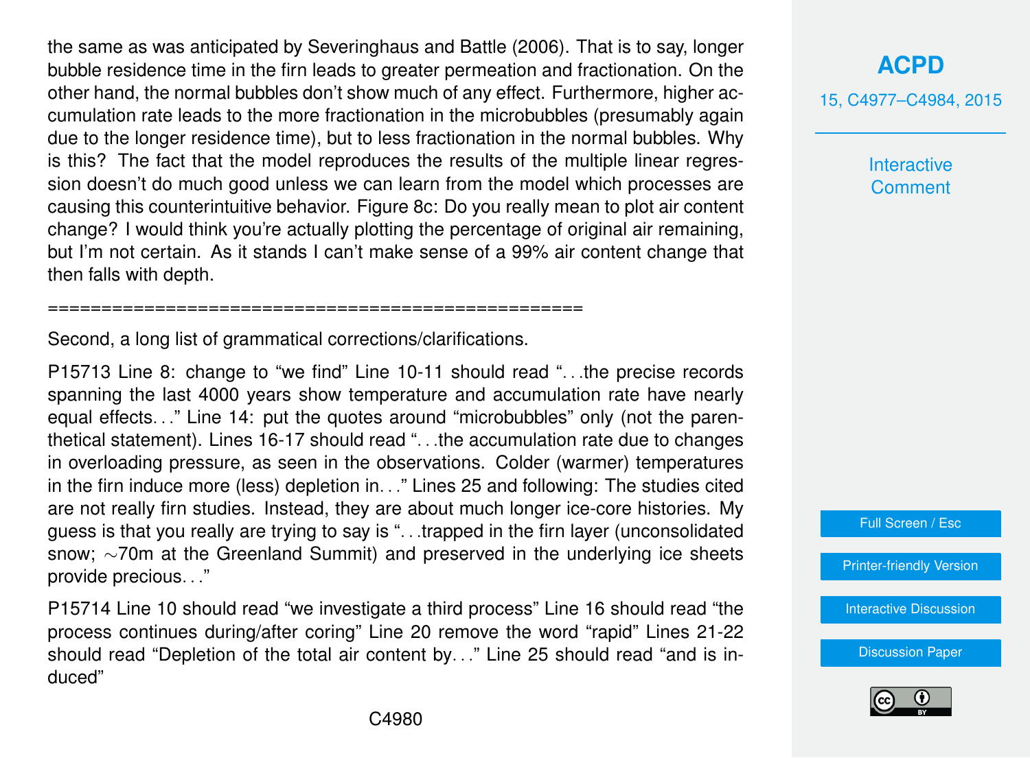the same as was anticipated by Severinghaus and Battle (2006). That is to say, longer bubble residence time in the firn leads to greater permeation and fractionation. On the other hand, the normal bubbles don't show much of any effect. Furthermore, higher accumulation rate leads to the more fractionation in the microbubbles (presumably again due to the longer residence time), but to less fractionation in the normal bubbles. Why is this? The fact that the model reproduces the results of the multiple linear regression doesn't do much good unless we can learn from the model which processes are causing this counterintuitive behavior. Figure 8c: Do you really mean to plot air content change? I would think you're actually plotting the percentage of original air remaining, but I'm not certain. As it stands I can't make sense of a 99% air content change that then falls with depth.

==================================================

Second, a long list of grammatical corrections/clarifications.

P15713 Line 8: change to "we find" Line 10-11 should read "...the precise records spanning the last 4000 years show temperature and accumulation rate have nearly equal effects..." Line 14: put the quotes around "microbubbles" only (not the parenthetical statement). Lines 16-17 should read "...the accumulation rate due to changes in overloading pressure, as seen in the observations. Colder (warmer) temperatures in the firn induce more (less) depletion in..." Lines 25 and following: The studies cited are not really firn studies. Instead, they are about much longer ice-core histories. My guess is that you really are trying to say is "...trapped in the firn layer (unconsolidated snow; ~70m at the Greenland Summit) and preserved in the underlying ice sheets provide precious..."

P15714 Line 10 should read "we investigate a third process" Line 16 should read "the process continues during/after coring" Line 20 remove the word "rapid" Lines 21-22 should read "Depletion of the total air content by..." Line 25 should read "and is induced"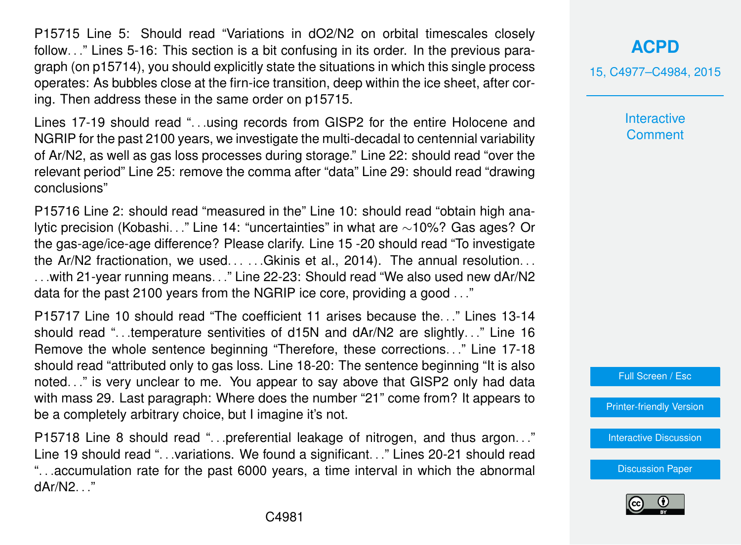P15715 Line 5: Should read "Variations in dO2/N2 on orbital timescales closely follow..." Lines 5-16: This section is a bit confusing in its order. In the previous paragraph (on p15714), you should explicitly state the situations in which this single process operates: As bubbles close at the firn-ice transition, deep within the ice sheet, after coring. Then address these in the same order on p15715.

Lines 17-19 should read "...using records from GISP2 for the entire Holocene and NGRIP for the past 2100 years, we investigate the multi-decadal to centennial variability of Ar/N2, as well as gas loss processes during storage." Line 22: should read "over the relevant period" Line 25: remove the comma after "data" Line 29: should read "drawing conclusions"

P15716 Line 2: should read "measured in the" Line 10: should read "obtain high analytic precision (Kobashi..." Line 14: "uncertainties" in what are ∼10%? Gas ages? Or the gas-age/ice-age difference? Please clarify. Line 15 -20 should read "To investigate the Ar/N2 fractionation, we used... ...Gkinis et al., 2014). The annual resolution... ...with 21-year running means..." Line 22-23: Should read "We also used new dAr/N2 data for the past 2100 years from the NGRIP ice core, providing a good ..."

P15717 Line 10 should read "The coefficient 11 arises because the..." Lines 13-14 should read "...temperature sentivities of d15N and dAr/N2 are slightly..." Line 16 Remove the whole sentence beginning "Therefore, these corrections..." Line 17-18 should read "attributed only to gas loss. Line 18-20: The sentence beginning "It is also noted..." is very unclear to me. You appear to say above that GISP2 only had data with mass 29. Last paragraph: Where does the number "21" come from? It appears to be a completely arbitrary choice, but I imagine it's not.

P15718 Line 8 should read "...preferential leakage of nitrogen, and thus argon..." Line 19 should read "...variations. We found a significant..." Lines 20-21 should read "...accumulation rate for the past 6000 years, a time interval in which the abnormal dAr/N2..."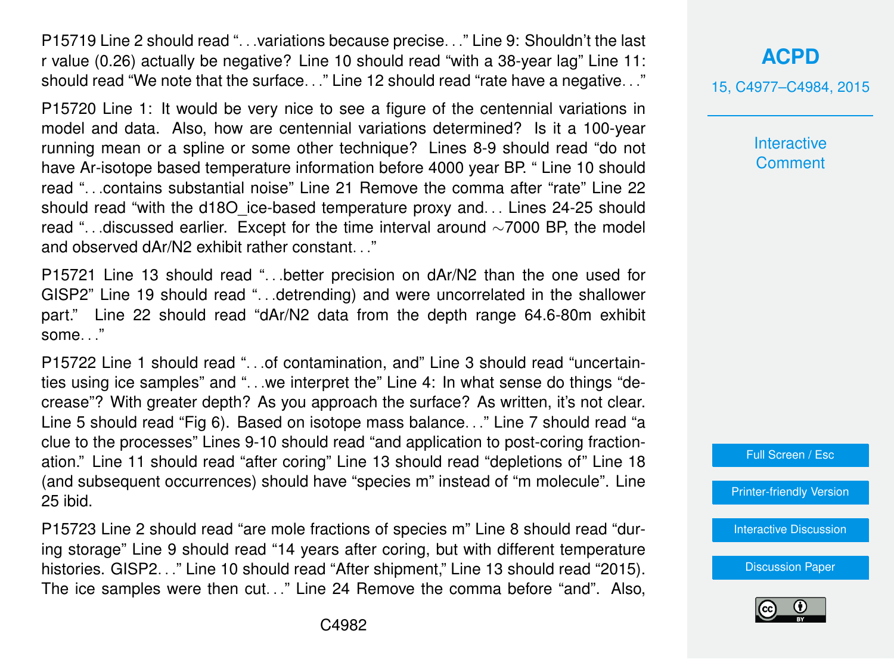P15719 Line 2 should read "...variations because precise..." Line 9: Shouldn't the last r value (0.26) actually be negative? Line 10 should read "with a 38-year lag" Line 11: should read "We note that the surface..." Line 12 should read "rate have a negative..."

P15720 Line 1: It would be very nice to see a figure of the centennial variations in model and data. Also, how are centennial variations determined? Is it a 100-year running mean or a spline or some other technique? Lines 8-9 should read "do not have Ar-isotope based temperature information before 4000 year BP. " Line 10 should read "...contains substantial noise" Line 21 Remove the comma after "rate" Line 22 should read "with the d18O_ice-based temperature proxy and... Lines 24-25 should read "...discussed earlier. Except for the time interval around ∼7000 BP, the model and observed dAr/N2 exhibit rather constant..."

P15721 Line 13 should read "...better precision on dAr/N2 than the one used for GISP2" Line 19 should read "...detrending) and were uncorrelated in the shallower part." Line 22 should read "dAr/N2 data from the depth range 64.6-80m exhibit some..."

P15722 Line 1 should read "...of contamination, and" Line 3 should read "uncertainties using ice samples" and "...we interpret the" Line 4: In what sense do things "decrease"? With greater depth? As you approach the surface? As written, it's not clear. Line 5 should read "Fig 6). Based on isotope mass balance..." Line 7 should read "a clue to the processes" Lines 9-10 should read "and application to post-coring fractionation." Line 11 should read "after coring" Line 13 should read "depletions of" Line 18 (and subsequent occurrences) should have "species m" instead of "m molecule". Line 25 ibid.

P15723 Line 2 should read "are mole fractions of species m" Line 8 should read "during storage" Line 9 should read "14 years after coring, but with different temperature histories. GISP2..." Line 10 should read "After shipment," Line 13 should read "2015). The ice samples were then cut..." Line 24 Remove the comma before "and". Also,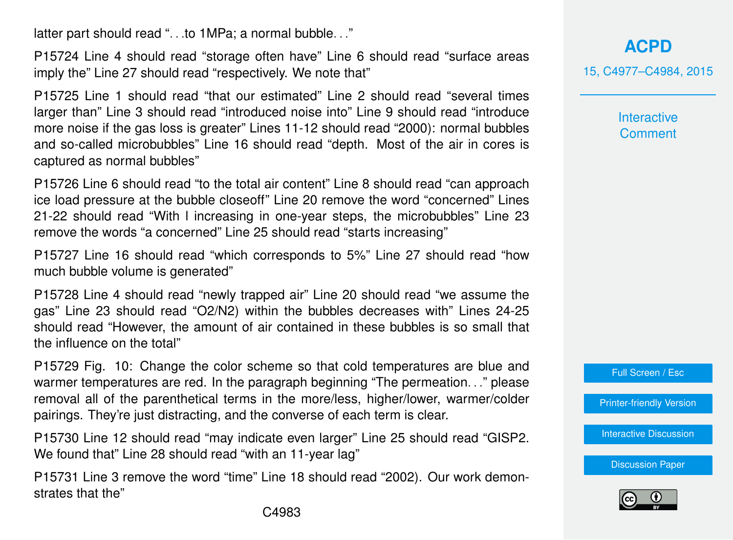latter part should read "…to 1MPa; a normal bubble…"

P15724 Line 4 should read "storage often have" Line 6 should read "surface areas imply the" Line 27 should read "respectively. We note that"

P15725 Line 1 should read "that our estimated" Line 2 should read "several times larger than" Line 3 should read "introduced noise into" Line 9 should read "introduce more noise if the gas loss is greater" Lines 11-12 should read "2000): normal bubbles and so-called microbubbles" Line 16 should read "depth. Most of the air in cores is captured as normal bubbles"

P15726 Line 6 should read "to the total air content" Line 8 should read "can approach ice load pressure at the bubble closeoff" Line 20 remove the word "concerned" Lines 21-22 should read "With I increasing in one-year steps, the microbubbles" Line 23 remove the words "a concerned" Line 25 should read "starts increasing"

P15727 Line 16 should read "which corresponds to 5%" Line 27 should read "how much bubble volume is generated"

P15728 Line 4 should read "newly trapped air" Line 20 should read "we assume the gas" Line 23 should read "$O_2/N_2$) within the bubbles decreases with" Lines 24-25 should read "However, the amount of air contained in these bubbles is so small that the influence on the total"

P15729 Fig. 10: Change the color scheme so that cold temperatures are blue and warmer temperatures are red. In the paragraph beginning "The permeation…" please removal all of the parenthetical terms in the more/less, higher/lower, warmer/colder pairings. They're just distracting, and the converse of each term is clear.

P15730 Line 12 should read "may indicate even larger" Line 25 should read "GISP2. We found that" Line 28 should read "with an 11-year lag"

P15731 Line 3 remove the word "time" Line 18 should read "2002). Our work demonstrates that the"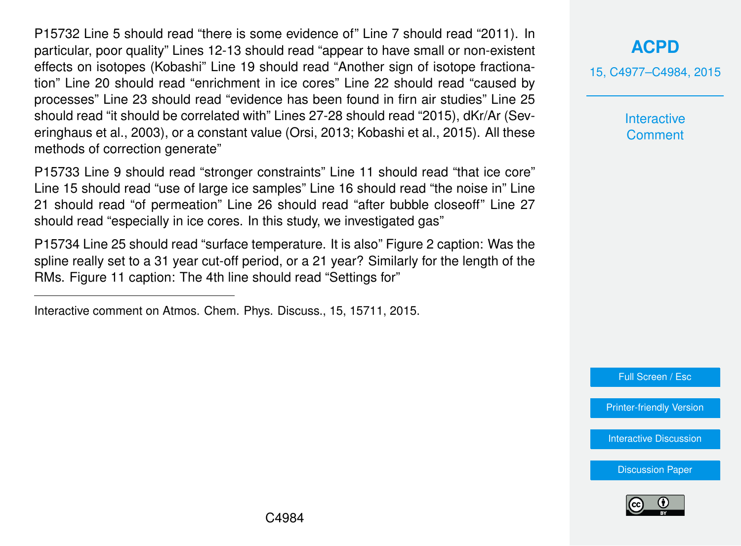P15732 Line 5 should read "there is some evidence of" Line 7 should read "2011). In particular, poor quality" Lines 12-13 should read "appear to have small or non-existent effects on isotopes (Kobashi" Line 19 should read "Another sign of isotope fractionation" Line 20 should read "enrichment in ice cores" Line 22 should read "caused by processes" Line 23 should read "evidence has been found in firn air studies" Line 25 should read "it should be correlated with" Lines 27-28 should read "2015), dKr/Ar (Severinghaus et al., 2003), or a constant value (Orsi, 2013; Kobashi et al., 2015). All these methods of correction generate"

P15733 Line 9 should read "stronger constraints" Line 11 should read "that ice core" Line 15 should read "use of large ice samples" Line 16 should read "the noise in" Line 21 should read "of permeation" Line 26 should read "after bubble closeoff" Line 27 should read "especially in ice cores. In this study, we investigated gas"

P15734 Line 25 should read "surface temperature. It is also" Figure 2 caption: Was the spline really set to a 31 year cut-off period, or a 21 year? Similarly for the length of the RMs. Figure 11 caption: The 4th line should read "Settings for"

---

Interactive comment on Atmos. Chem. Phys. Discuss., 15, 15711, 2015.